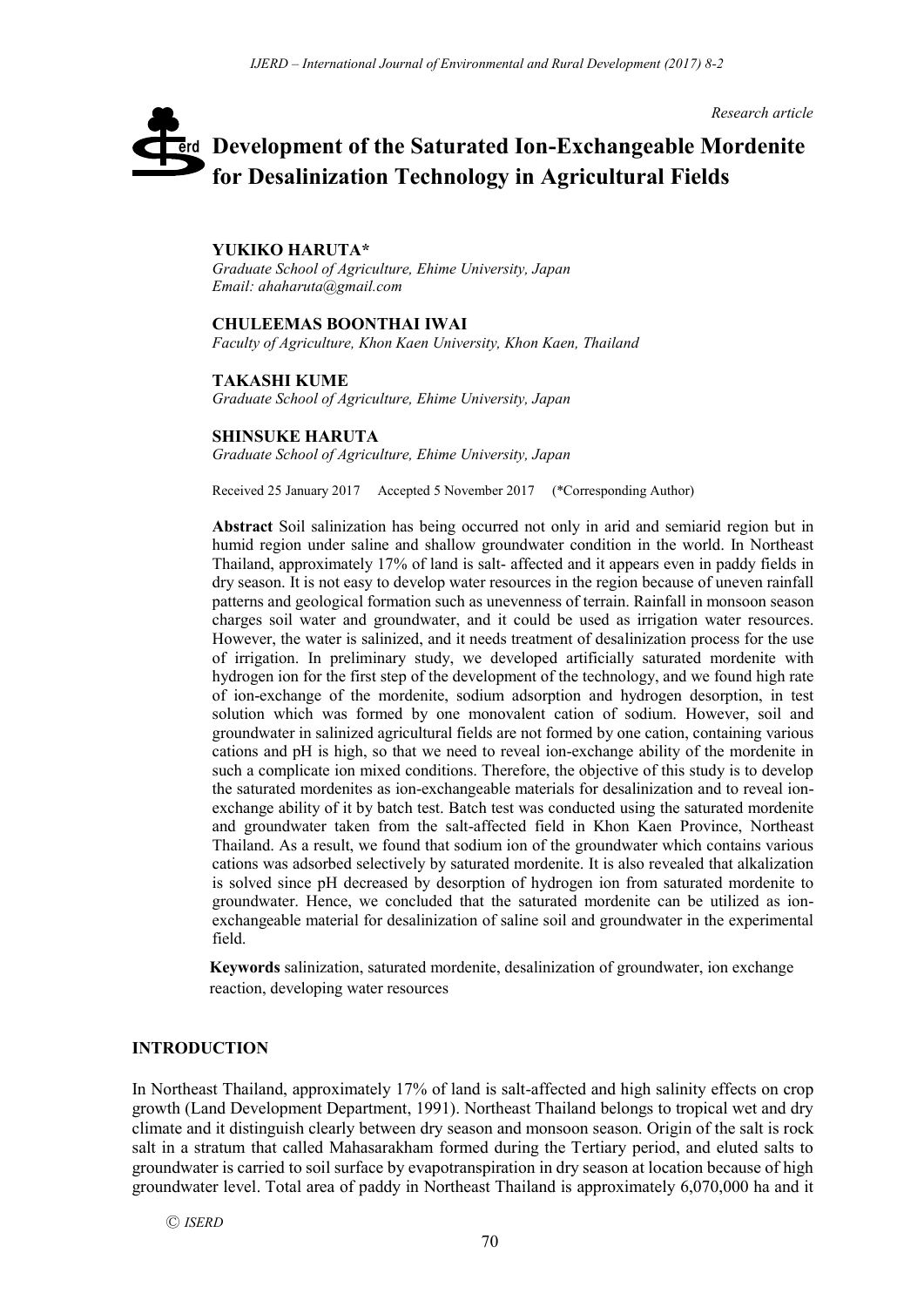*Research article*

# Development of the Saturated Ion-Exchangeable Mordenite for Desalinization Technology in Agricultural Fields

**YUKIKO HARUTA***
*Graduate School of Agriculture, Ehime University, Japan*
*Email: ahaharuta@gmail.com*

**CHULEEMAS BOONTHAI IWAI**
*Faculty of Agriculture, Khon Kaen University, Khon Kaen, Thailand*

**TAKASHI KUME**
*Graduate School of Agriculture, Ehime University, Japan*

**SHINSUKE HARUTA**
*Graduate School of Agriculture, Ehime University, Japan*

Received 25 January 2017 Accepted 5 November 2017 (*Corresponding Author)

**Abstract** Soil salinization has being occurred not only in arid and semiarid region but in humid region under saline and shallow groundwater condition in the world. In Northeast Thailand, approximately 17% of land is salt- affected and it appears even in paddy fields in dry season. It is not easy to develop water resources in the region because of uneven rainfall patterns and geological formation such as unevenness of terrain. Rainfall in monsoon season charges soil water and groundwater, and it could be used as irrigation water resources. However, the water is salinized, and it needs treatment of desalinization process for the use of irrigation. In preliminary study, we developed artificially saturated mordenite with hydrogen ion for the first step of the development of the technology, and we found high rate of ion-exchange of the mordenite, sodium adsorption and hydrogen desorption, in test solution which was formed by one monovalent cation of sodium. However, soil and groundwater in salinized agricultural fields are not formed by one cation, containing various cations and pH is high, so that we need to reveal ion-exchange ability of the mordenite in such a complicate ion mixed conditions. Therefore, the objective of this study is to develop the saturated mordenites as ion-exchangeable materials for desalinization and to reveal ion-exchange ability of it by batch test. Batch test was conducted using the saturated mordenite and groundwater taken from the salt-affected field in Khon Kaen Province, Northeast Thailand. As a result, we found that sodium ion of the groundwater which contains various cations was adsorbed selectively by saturated mordenite. It is also revealed that alkalization is solved since pH decreased by desorption of hydrogen ion from saturated mordenite to groundwater. Hence, we concluded that the saturated mordenite can be utilized as ion-exchangeable material for desalinization of saline soil and groundwater in the experimental field.

**Keywords** salinization, saturated mordenite, desalinization of groundwater, ion exchange reaction, developing water resources

## INTRODUCTION

In Northeast Thailand, approximately 17% of land is salt-affected and high salinity effects on crop growth (Land Development Department, 1991). Northeast Thailand belongs to tropical wet and dry climate and it distinguish clearly between dry season and monsoon season. Origin of the salt is rock salt in a stratum that called Mahasarakham formed during the Tertiary period, and eluted salts to groundwater is carried to soil surface by evapotranspiration in dry season at location because of high groundwater level. Total area of paddy in Northeast Thailand is approximately 6,070,000 ha and it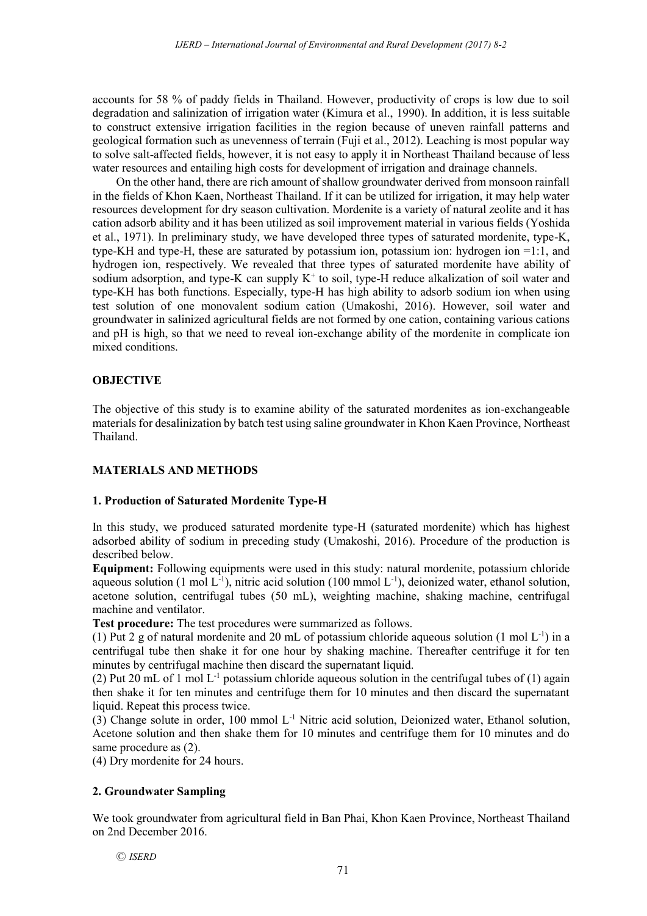accounts for 58 % of paddy fields in Thailand. However, productivity of crops is low due to soil degradation and salinization of irrigation water (Kimura et al., 1990). In addition, it is less suitable to construct extensive irrigation facilities in the region because of uneven rainfall patterns and geological formation such as unevenness of terrain (Fuji et al., 2012). Leaching is most popular way to solve salt-affected fields, however, it is not easy to apply it in Northeast Thailand because of less water resources and entailing high costs for development of irrigation and drainage channels.

On the other hand, there are rich amount of shallow groundwater derived from monsoon rainfall in the fields of Khon Kaen, Northeast Thailand. If it can be utilized for irrigation, it may help water resources development for dry season cultivation. Mordenite is a variety of natural zeolite and it has cation adsorb ability and it has been utilized as soil improvement material in various fields (Yoshida et al., 1971). In preliminary study, we have developed three types of saturated mordenite, type-K, type-KH and type-H, these are saturated by potassium ion, potassium ion: hydrogen ion =1:1, and hydrogen ion, respectively. We revealed that three types of saturated mordenite have ability of sodium adsorption, and type-K can supply $K^+$ to soil, type-H reduce alkalization of soil water and type-KH has both functions. Especially, type-H has high ability to adsorb sodium ion when using test solution of one monovalent sodium cation (Umakoshi, 2016). However, soil water and groundwater in salinized agricultural fields are not formed by one cation, containing various cations and pH is high, so that we need to reveal ion-exchange ability of the mordenite in complicate ion mixed conditions.

## OBJECTIVE

The objective of this study is to examine ability of the saturated mordenites as ion-exchangeable materials for desalinization by batch test using saline groundwater in Khon Kaen Province, Northeast Thailand.

## MATERIALS AND METHODS

### 1. Production of Saturated Mordenite Type-H

In this study, we produced saturated mordenite type-H (saturated mordenite) which has highest adsorbed ability of sodium in preceding study (Umakoshi, 2016). Procedure of the production is described below.

**Equipment:** Following equipments were used in this study: natural mordenite, potassium chloride aqueous solution (1 mol $L^{-1}$), nitric acid solution (100 mmol $L^{-1}$), deionized water, ethanol solution, acetone solution, centrifugal tubes (50 mL), weighting machine, shaking machine, centrifugal machine and ventilator.

**Test procedure:** The test procedures were summarized as follows.

(1) Put 2 g of natural mordenite and 20 mL of potassium chloride aqueous solution (1 mol $L^{-1}$) in a centrifugal tube then shake it for one hour by shaking machine. Thereafter centrifuge it for ten minutes by centrifugal machine then discard the supernatant liquid.

(2) Put 20 mL of 1 mol $L^{-1}$ potassium chloride aqueous solution in the centrifugal tubes of (1) again then shake it for ten minutes and centrifuge them for 10 minutes and then discard the supernatant liquid. Repeat this process twice.

(3) Change solute in order, 100 mmol $L^{-1}$ Nitric acid solution, Deionized water, Ethanol solution, Acetone solution and then shake them for 10 minutes and centrifuge them for 10 minutes and do same procedure as (2).

(4) Dry mordenite for 24 hours.

### 2. Groundwater Sampling

We took groundwater from agricultural field in Ban Phai, Khon Kaen Province, Northeast Thailand on 2nd December 2016.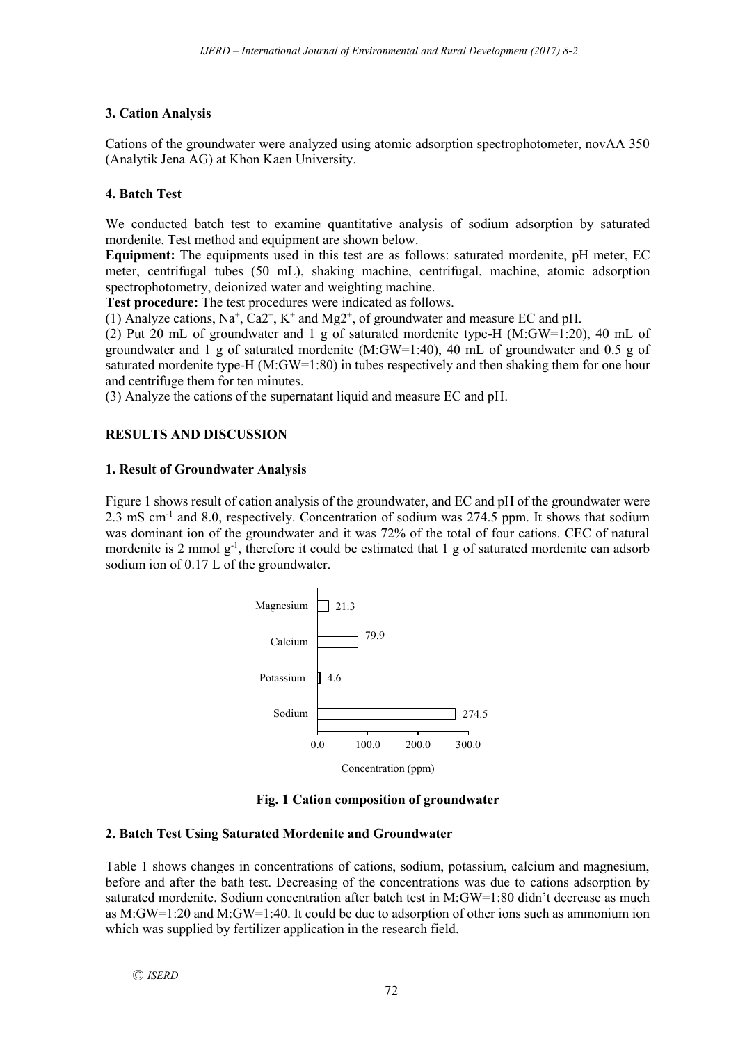### 3. Cation Analysis

Cations of the groundwater were analyzed using atomic adsorption spectrophotometer, novAA 350 (Analytik Jena AG) at Khon Kaen University.

### 4. Batch Test

We conducted batch test to examine quantitative analysis of sodium adsorption by saturated mordenite. Test method and equipment are shown below.

**Equipment:** The equipments used in this test are as follows: saturated mordenite, pH meter, EC meter, centrifugal tubes (50 mL), shaking machine, centrifugal, machine, atomic adsorption spectrophotometry, deionized water and weighting machine.

**Test procedure:** The test procedures were indicated as follows.

(1) Analyze cations, $Na^+$, $Ca2^+$, $K^+$ and $Mg2^+$, of groundwater and measure EC and pH.

(2) Put 20 mL of groundwater and 1 g of saturated mordenite type-H (M:GW=1:20), 40 mL of groundwater and 1 g of saturated mordenite (M:GW=1:40), 40 mL of groundwater and 0.5 g of saturated mordenite type-H (M:GW=1:80) in tubes respectively and then shaking them for one hour and centrifuge them for ten minutes.

(3) Analyze the cations of the supernatant liquid and measure EC and pH.

## RESULTS AND DISCUSSION

### 1. Result of Groundwater Analysis

Figure 1 shows result of cation analysis of the groundwater, and EC and pH of the groundwater were 2.3 mS $cm^{-1}$ and 8.0, respectively. Concentration of sodium was 274.5 ppm. It shows that sodium was dominant ion of the groundwater and it was 72% of the total of four cations. CEC of natural mordenite is 2 mmol $g^{-1}$, therefore it could be estimated that 1 g of saturated mordenite can adsorb sodium ion of 0.17 L of the groundwater.

| Cation | Concentration (ppm) |
|---|---|
| Magnesium | 21.3 |
| Calcium | 79.9 |
| Potassium | 4.6 |
| Sodium | 274.5 |

**Fig. 1 Cation composition of groundwater**

### 2. Batch Test Using Saturated Mordenite and Groundwater

Table 1 shows changes in concentrations of cations, sodium, potassium, calcium and magnesium, before and after the bath test. Decreasing of the concentrations was due to cations adsorption by saturated mordenite. Sodium concentration after batch test in M:GW=1:80 didn't decrease as much as M:GW=1:20 and M:GW=1:40. It could be due to adsorption of other ions such as ammonium ion which was supplied by fertilizer application in the research field.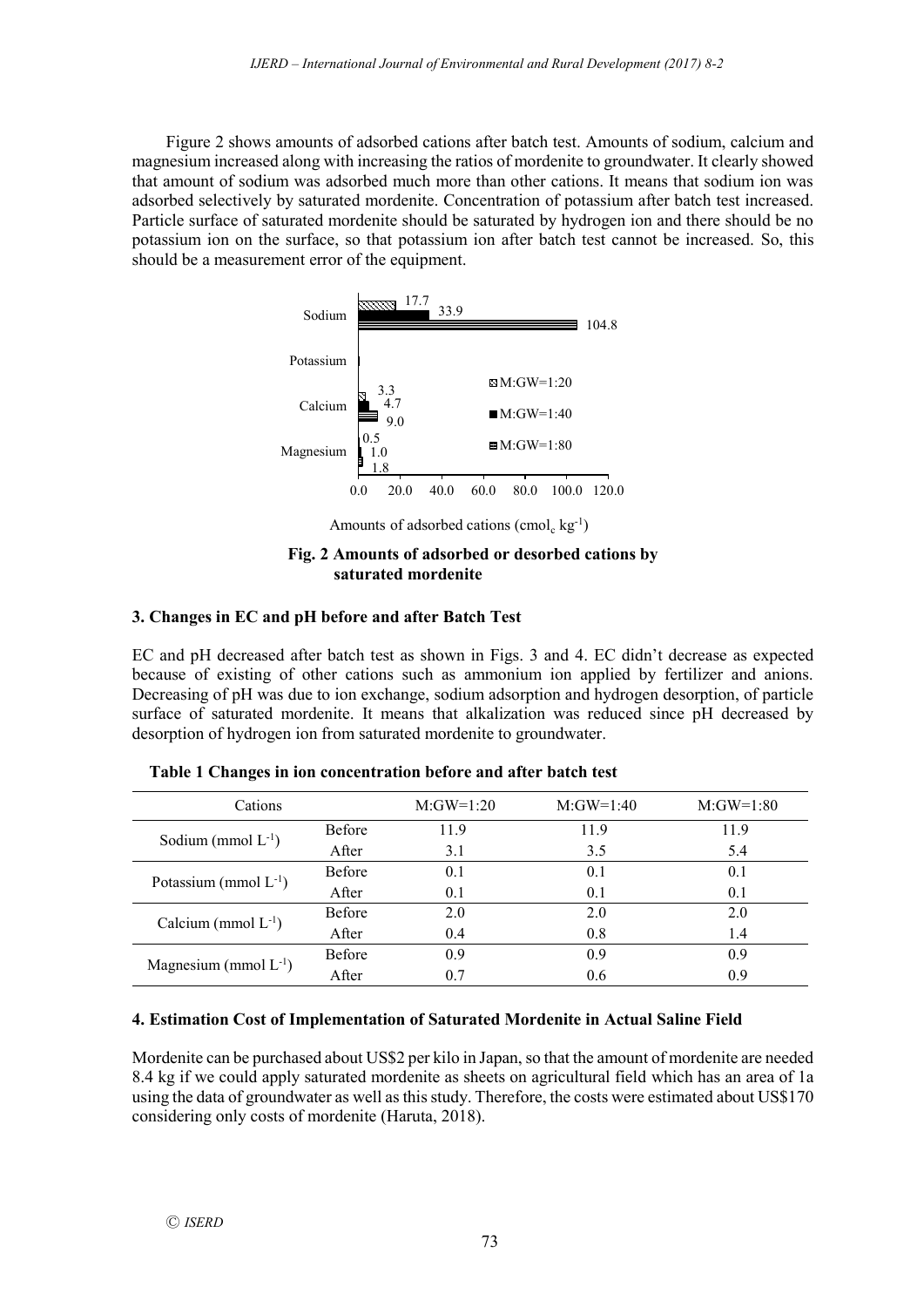Figure 2 shows amounts of adsorbed cations after batch test. Amounts of sodium, calcium and magnesium increased along with increasing the ratios of mordenite to groundwater. It clearly showed that amount of sodium was adsorbed much more than other cations. It means that sodium ion was adsorbed selectively by saturated mordenite. Concentration of potassium after batch test increased. Particle surface of saturated mordenite should be saturated by hydrogen ion and there should be no potassium ion on the surface, so that potassium ion after batch test cannot be increased. So, this should be a measurement error of the equipment.

**Fig. 2 Amounts of adsorbed or desorbed cations by saturated mordenite**

### 3. Changes in EC and pH before and after Batch Test

EC and pH decreased after batch test as shown in Figs. 3 and 4. EC didn't decrease as expected because of existing of other cations such as ammonium ion applied by fertilizer and anions. Decreasing of pH was due to ion exchange, sodium adsorption and hydrogen desorption, of particle surface of saturated mordenite. It means that alkalization was reduced since pH decreased by desorption of hydrogen ion from saturated mordenite to groundwater.

**Table 1 Changes in ion concentration before and after batch test**

| Cations | | M:GW=1:20 | M:GW=1:40 | M:GW=1:80 |
|---|---|---|---|---|
| Sodium (mmol $L^{-1}$) | Before | 11.9 | 11.9 | 11.9 |
| | After | 3.1 | 3.5 | 5.4 |
| Potassium (mmol $L^{-1}$) | Before | 0.1 | 0.1 | 0.1 |
| | After | 0.1 | 0.1 | 0.1 |
| Calcium (mmol $L^{-1}$) | Before | 2.0 | 2.0 | 2.0 |
| | After | 0.4 | 0.8 | 1.4 |
| Magnesium (mmol $L^{-1}$) | Before | 0.9 | 0.9 | 0.9 |
| | After | 0.7 | 0.6 | 0.9 |

### 4. Estimation Cost of Implementation of Saturated Mordenite in Actual Saline Field

Mordenite can be purchased about US$2 per kilo in Japan, so that the amount of mordenite are needed 8.4 kg if we could apply saturated mordenite as sheets on agricultural field which has an area of 1a using the data of groundwater as well as this study. Therefore, the costs were estimated about US$170 considering only costs of mordenite (Haruta, 2018).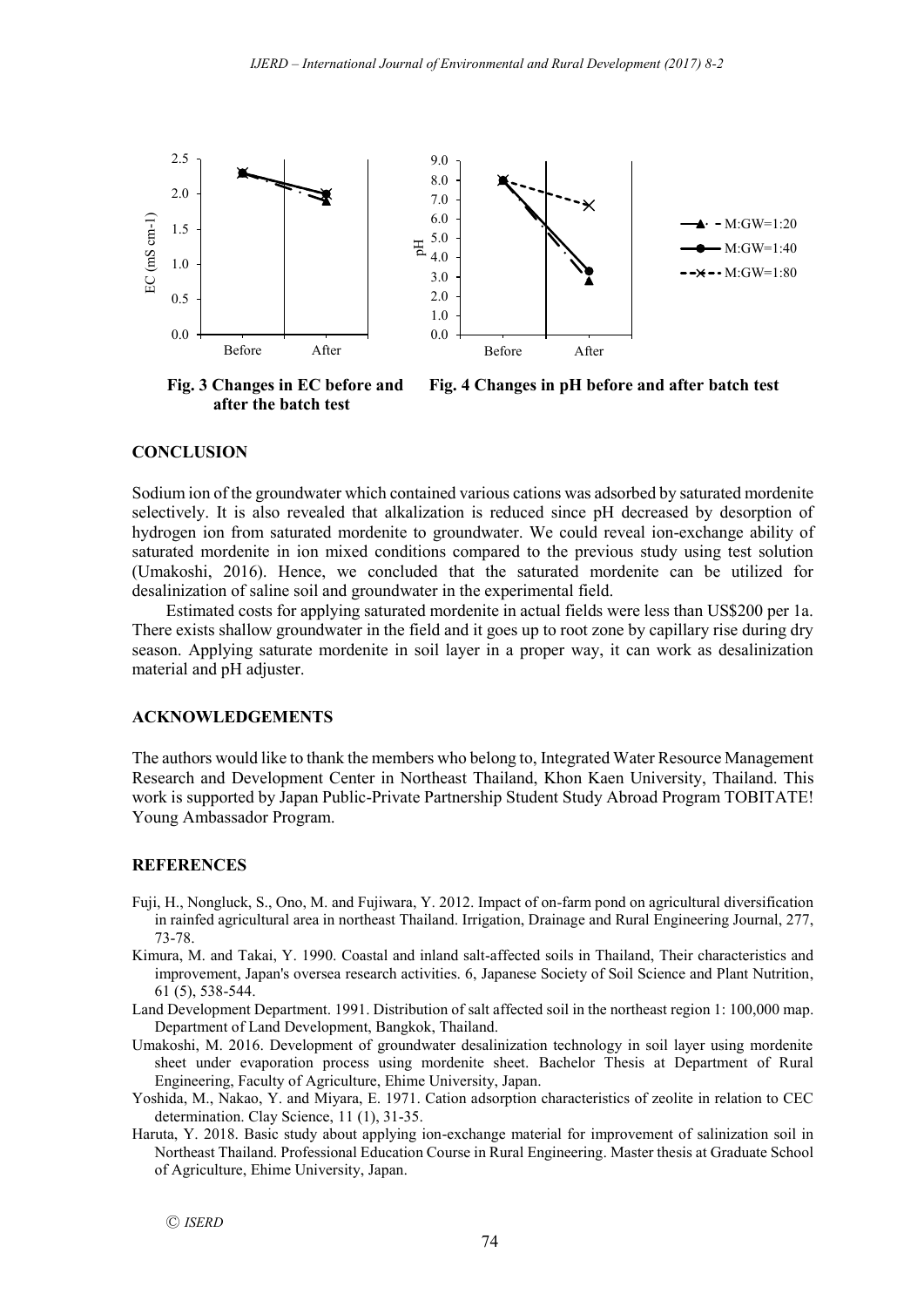2.5
2.0
1.5
1.0
0.5
0.0
EC (mS cm-1)
Before After

9.0
8.0
7.0
6.0
5.0
4.0
3.0
2.0
1.0
0.0
pH
Before After

M:GW=1:20
M:GW=1:40
M:GW=1:80

**Fig. 3 Changes in EC before and after the batch test**

**Fig. 4 Changes in pH before and after batch test**

## CONCLUSION

Sodium ion of the groundwater which contained various cations was adsorbed by saturated mordenite selectively. It is also revealed that alkalization is reduced since pH decreased by desorption of hydrogen ion from saturated mordenite to groundwater. We could reveal ion-exchange ability of saturated mordenite in ion mixed conditions compared to the previous study using test solution (Umakoshi, 2016). Hence, we concluded that the saturated mordenite can be utilized for desalinization of saline soil and groundwater in the experimental field.

Estimated costs for applying saturated mordenite in actual fields were less than US$200 per 1a. There exists shallow groundwater in the field and it goes up to root zone by capillary rise during dry season. Applying saturate mordenite in soil layer in a proper way, it can work as desalinization material and pH adjuster.

## ACKNOWLEDGEMENTS

The authors would like to thank the members who belong to, Integrated Water Resource Management Research and Development Center in Northeast Thailand, Khon Kaen University, Thailand. This work is supported by Japan Public-Private Partnership Student Study Abroad Program TOBITATE! Young Ambassador Program.

## REFERENCES

Fuji, H., Nongluck, S., Ono, M. and Fujiwara, Y. 2012. Impact of on-farm pond on agricultural diversification in rainfed agricultural area in northeast Thailand. Irrigation, Drainage and Rural Engineering Journal, 277, 73-78.

Kimura, M. and Takai, Y. 1990. Coastal and inland salt-affected soils in Thailand, Their characteristics and improvement, Japan's oversea research activities. 6, Japanese Society of Soil Science and Plant Nutrition, 61 (5), 538-544.

Land Development Department. 1991. Distribution of salt affected soil in the northeast region 1: 100,000 map. Department of Land Development, Bangkok, Thailand.

Umakoshi, M. 2016. Development of groundwater desalinization technology in soil layer using mordenite sheet under evaporation process using mordenite sheet. Bachelor Thesis at Department of Rural Engineering, Faculty of Agriculture, Ehime University, Japan.

Yoshida, M., Nakao, Y. and Miyara, E. 1971. Cation adsorption characteristics of zeolite in relation to CEC determination. Clay Science, 11 (1), 31-35.

Haruta, Y. 2018. Basic study about applying ion-exchange material for improvement of salinization soil in Northeast Thailand. Professional Education Course in Rural Engineering. Master thesis at Graduate School of Agriculture, Ehime University, Japan.